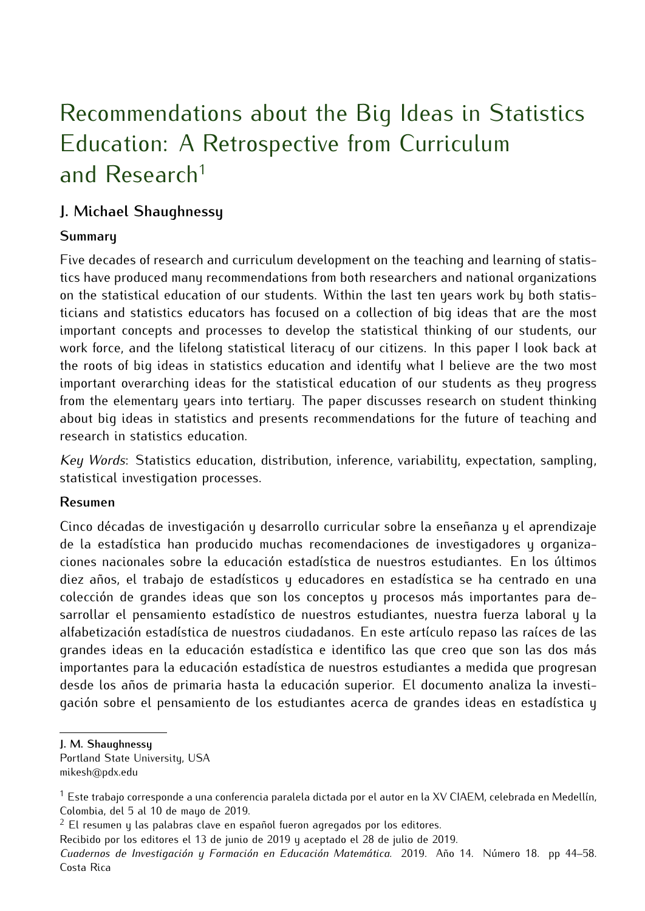# Recommendations about the Big Ideas in Statistics Education: A Retrospective from Curriculum and Research[1]

## J. Michael Shaughnessy

### Summary

Five decades of research and curriculum development on the teaching and learning of statistics have produced many recommendations from both researchers and national organizations on the statistical education of our students. Within the last ten years work by both statisticians and statistics educators has focused on a collection of big ideas that are the most important concepts and processes to develop the statistical thinking of our students, our work force, and the lifelong statistical literacy of our citizens. In this paper I look back at the roots of big ideas in statistics education and identify what I believe are the two most important overarching ideas for the statistical education of our students as they progress from the elementary years into tertiary. The paper discusses research on student thinking about big ideas in statistics and presents recommendations for the future of teaching and research in statistics education.

*Key Words*: Statistics education, distribution, inference, variability, expectation, sampling, statistical investigation processes.

### Resumen

Cinco décadas de investigación y desarrollo curricular sobre la enseñanza y el aprendizaje de la estadística han producido muchas recomendaciones de investigadores y organizaciones nacionales sobre la educación estadística de nuestros estudiantes. En los últimos diez años, el trabajo de estadísticos y educadores en estadística se ha centrado en una colección de grandes ideas que son los conceptos y procesos más importantes para desarrollar el pensamiento estadístico de nuestros estudiantes, nuestra fuerza laboral y la alfabetización estadística de nuestros ciudadanos. En este artículo repaso las raíces de las grandes ideas en la educación estadística e identifico las que creo que son las dos más importantes para la educación estadística de nuestros estudiantes a medida que progresan desde los años de primaria hasta la educación superior. El documento analiza la investigación sobre el pensamiento de los estudiantes acerca de grandes ideas en estadística y

---

**J. M. Shaughnessy**
Portland State University, USA
mikesh@pdx.edu

[1] Este trabajo corresponde a una conferencia paralela dictada por el autor en la XV CIAEM, celebrada en Medellín, Colombia, del 5 al 10 de mayo de 2019.

[2] El resumen y las palabras clave en español fueron agregados por los editores.

Recibido por los editores el 13 de junio de 2019 y aceptado el 28 de julio de 2019.

*Cuadernos de Investigación y Formación en Educación Matemática.* 2019. Año 14. Número 18. pp 44–58. Costa Rica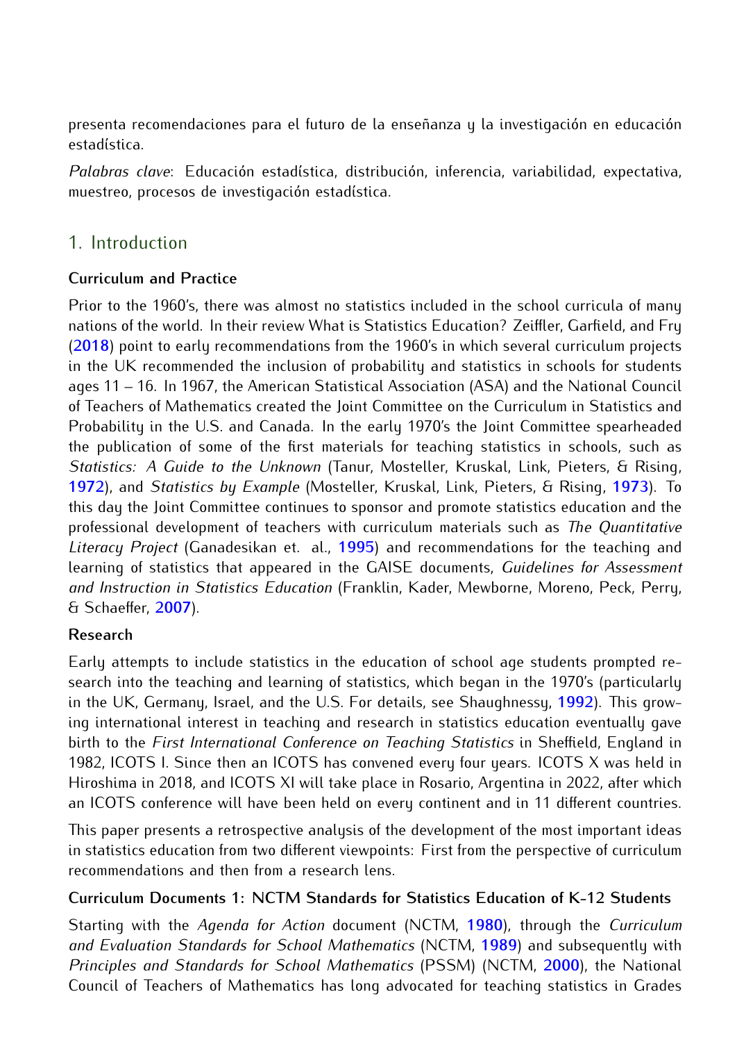presenta recomendaciones para el futuro de la enseñanza y la investigación en educación estadística.

*Palabras clave*: Educación estadística, distribución, inferencia, variabilidad, expectativa, muestreo, procesos de investigación estadística.

## 1. Introduction

**Curriculum and Practice**

Prior to the 1960's, there was almost no statistics included in the school curricula of many nations of the world. In their review What is Statistics Education? Zeiffler, Garfield, and Fry (2018) point to early recommendations from the 1960's in which several curriculum projects in the UK recommended the inclusion of probability and statistics in schools for students ages 11 – 16. In 1967, the American Statistical Association (ASA) and the National Council of Teachers of Mathematics created the Joint Committee on the Curriculum in Statistics and Probability in the U.S. and Canada. In the early 1970's the Joint Committee spearheaded the publication of some of the first materials for teaching statistics in schools, such as *Statistics: A Guide to the Unknown* (Tanur, Mosteller, Kruskal, Link, Pieters, & Rising, 1972), and *Statistics by Example* (Mosteller, Kruskal, Link, Pieters, & Rising, 1973). To this day the Joint Committee continues to sponsor and promote statistics education and the professional development of teachers with curriculum materials such as *The Quantitative Literacy Project* (Ganadesikan et. al., 1995) and recommendations for the teaching and learning of statistics that appeared in the GAISE documents, *Guidelines for Assessment and Instruction in Statistics Education* (Franklin, Kader, Mewborne, Moreno, Peck, Perry, & Schaeffer, 2007).

**Research**

Early attempts to include statistics in the education of school age students prompted research into the teaching and learning of statistics, which began in the 1970's (particularly in the UK, Germany, Israel, and the U.S. For details, see Shaughnessy, 1992). This growing international interest in teaching and research in statistics education eventually gave birth to the *First International Conference on Teaching Statistics* in Sheffield, England in 1982, ICOTS I. Since then an ICOTS has convened every four years. ICOTS X was held in Hiroshima in 2018, and ICOTS XI will take place in Rosario, Argentina in 2022, after which an ICOTS conference will have been held on every continent and in 11 different countries.

This paper presents a retrospective analysis of the development of the most important ideas in statistics education from two different viewpoints: First from the perspective of curriculum recommendations and then from a research lens.

**Curriculum Documents 1: NCTM Standards for Statistics Education of K-12 Students**

Starting with the *Agenda for Action* document (NCTM, 1980), through the *Curriculum and Evaluation Standards for School Mathematics* (NCTM, 1989) and subsequently with *Principles and Standards for School Mathematics* (PSSM) (NCTM, 2000), the National Council of Teachers of Mathematics has long advocated for teaching statistics in Grades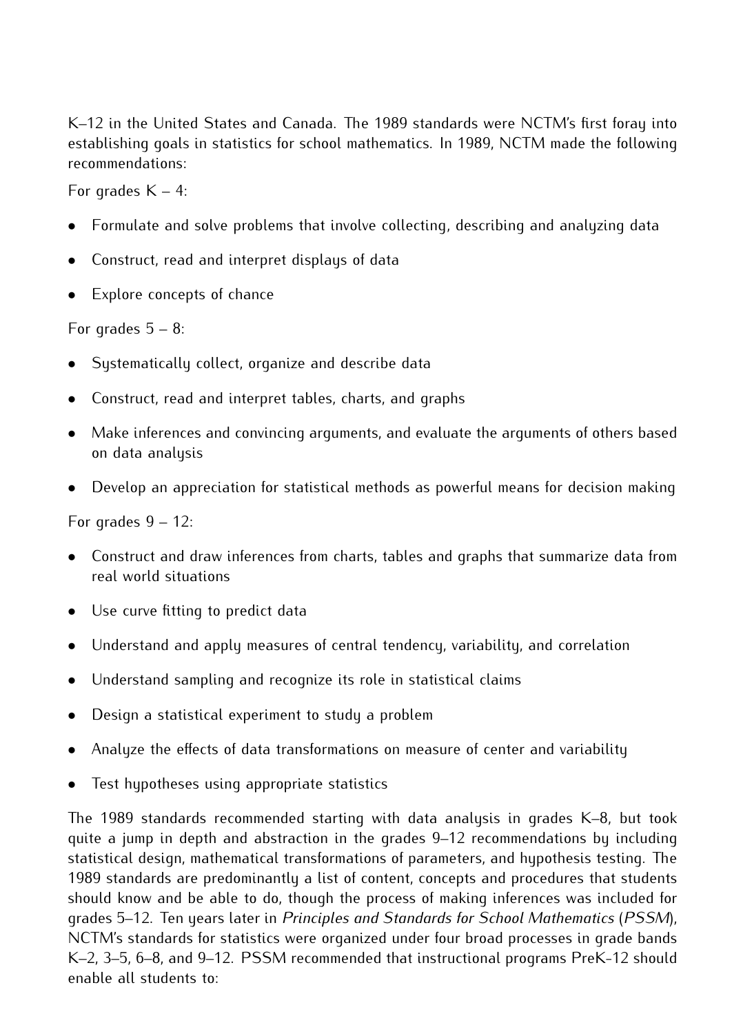K–12 in the United States and Canada. The 1989 standards were NCTM's first foray into establishing goals in statistics for school mathematics. In 1989, NCTM made the following recommendations:

For grades K – 4:

- Formulate and solve problems that involve collecting, describing and analyzing data
- Construct, read and interpret displays of data
- Explore concepts of chance

For grades 5 – 8:

- Systematically collect, organize and describe data
- Construct, read and interpret tables, charts, and graphs
- Make inferences and convincing arguments, and evaluate the arguments of others based on data analysis
- Develop an appreciation for statistical methods as powerful means for decision making

For grades 9 – 12:

- Construct and draw inferences from charts, tables and graphs that summarize data from real world situations
- Use curve fitting to predict data
- Understand and apply measures of central tendency, variability, and correlation
- Understand sampling and recognize its role in statistical claims
- Design a statistical experiment to study a problem
- Analyze the effects of data transformations on measure of center and variability
- Test hypotheses using appropriate statistics

The 1989 standards recommended starting with data analysis in grades K–8, but took quite a jump in depth and abstraction in the grades 9–12 recommendations by including statistical design, mathematical transformations of parameters, and hypothesis testing. The 1989 standards are predominantly a list of content, concepts and procedures that students should know and be able to do, though the process of making inferences was included for grades 5–12. Ten years later in *Principles and Standards for School Mathematics* (*PSSM*), NCTM's standards for statistics were organized under four broad processes in grade bands K–2, 3–5, 6–8, and 9–12. PSSM recommended that instructional programs PreK-12 should enable all students to: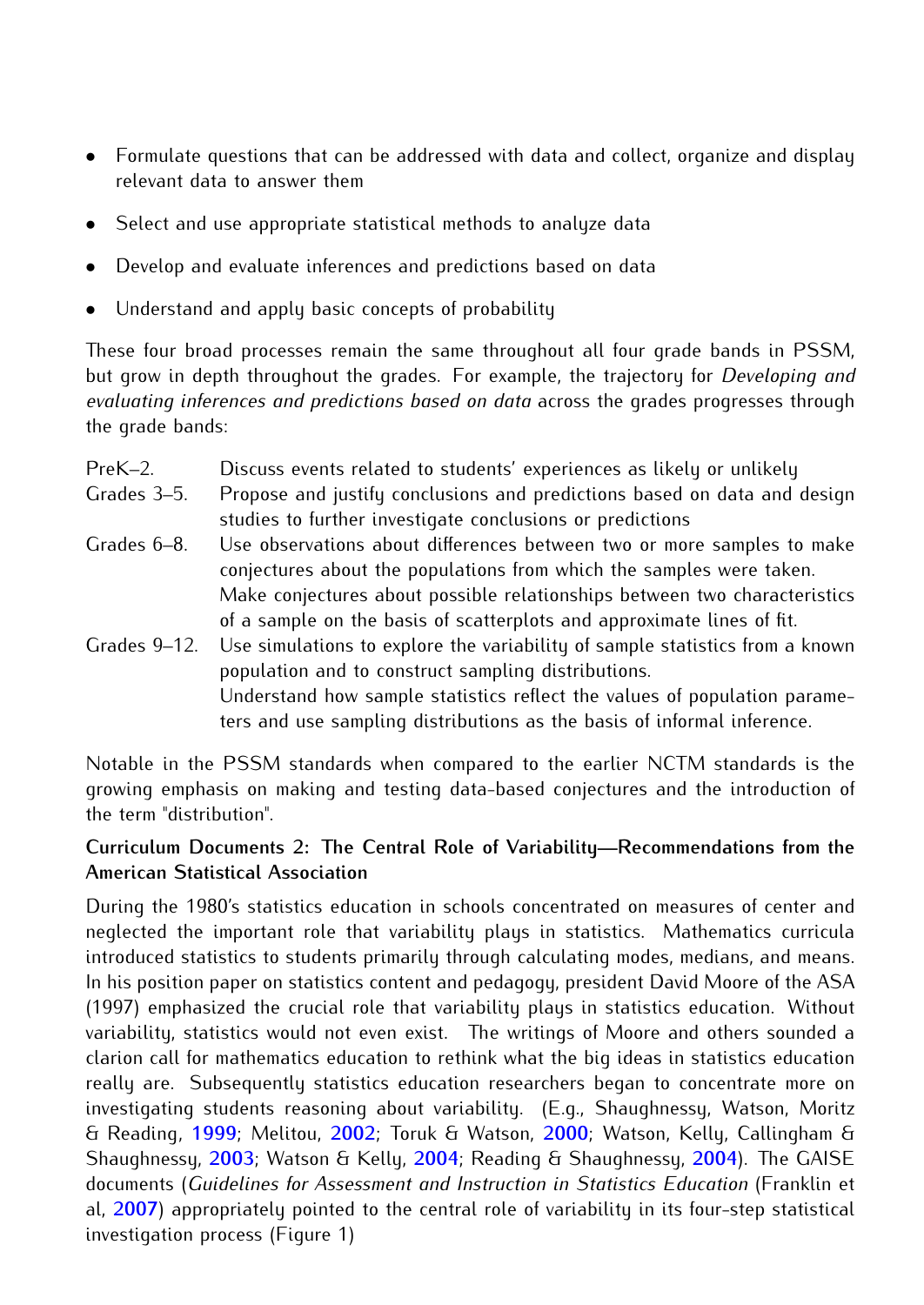- Formulate questions that can be addressed with data and collect, organize and display relevant data to answer them
- Select and use appropriate statistical methods to analyze data
- Develop and evaluate inferences and predictions based on data
- Understand and apply basic concepts of probability

These four broad processes remain the same throughout all four grade bands in PSSM, but grow in depth throughout the grades. For example, the trajectory for *Developing and evaluating inferences and predictions based on data* across the grades progresses through the grade bands:

| | |
|---|---|
| PreK–2. | Discuss events related to students' experiences as likely or unlikely |
| Grades 3–5. | Propose and justify conclusions and predictions based on data and design studies to further investigate conclusions or predictions |
| Grades 6–8. | Use observations about differences between two or more samples to make conjectures about the populations from which the samples were taken. Make conjectures about possible relationships between two characteristics of a sample on the basis of scatterplots and approximate lines of fit. |
| Grades 9–12. | Use simulations to explore the variability of sample statistics from a known population and to construct sampling distributions. Understand how sample statistics reflect the values of population parameters and use sampling distributions as the basis of informal inference. |

Notable in the PSSM standards when compared to the earlier NCTM standards is the growing emphasis on making and testing data-based conjectures and the introduction of the term "distribution".

**Curriculum Documents 2: The Central Role of Variability—Recommendations from the American Statistical Association**

During the 1980's statistics education in schools concentrated on measures of center and neglected the important role that variability plays in statistics. Mathematics curricula introduced statistics to students primarily through calculating modes, medians, and means. In his position paper on statistics content and pedagogy, president David Moore of the ASA (1997) emphasized the crucial role that variability plays in statistics education. Without variability, statistics would not even exist. The writings of Moore and others sounded a clarion call for mathematics education to rethink what the big ideas in statistics education really are. Subsequently statistics education researchers began to concentrate more on investigating students reasoning about variability. (E.g., Shaughnessy, Watson, Moritz & Reading, 1999; Melitou, 2002; Toruk & Watson, 2000; Watson, Kelly, Callingham & Shaughnessy, 2003; Watson & Kelly, 2004; Reading & Shaughnessy, 2004). The GAISE documents (*Guidelines for Assessment and Instruction in Statistics Education* (Franklin et al, 2007) appropriately pointed to the central role of variability in its four-step statistical investigation process (Figure 1)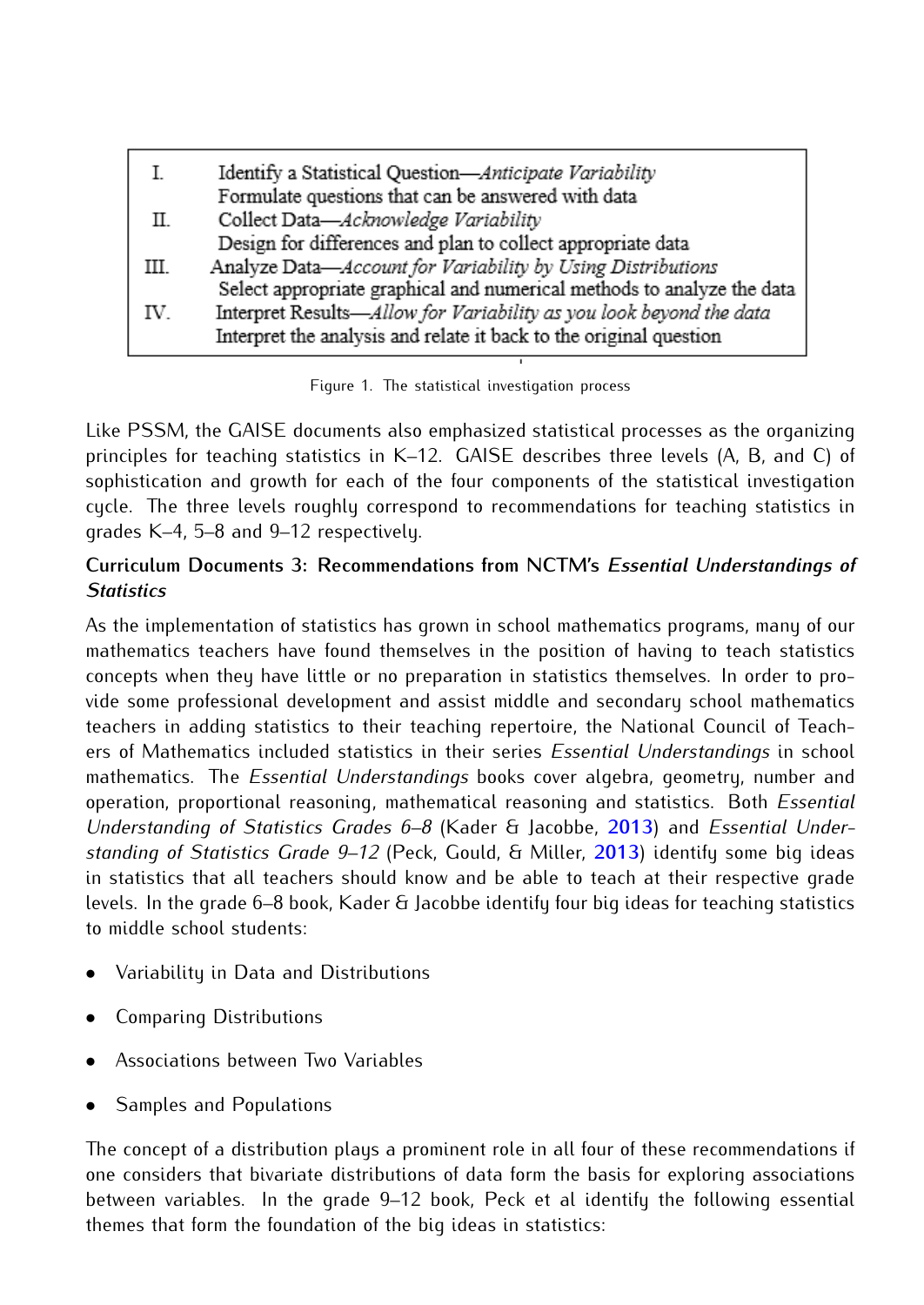| | |
|---|---|
| I. | Identify a Statistical Question—*Anticipate Variability* |
| | Formulate questions that can be answered with data |
| II. | Collect Data—*Acknowledge Variability* |
| | Design for differences and plan to collect appropriate data |
| III. | Analyze Data—*Account for Variability by Using Distributions* |
| | Select appropriate graphical and numerical methods to analyze the data |
| IV. | Interpret Results—*Allow for Variability as you look beyond the data* |
| | Interpret the analysis and relate it back to the original question |

Figure 1. The statistical investigation process

Like PSSM, the GAISE documents also emphasized statistical processes as the organizing principles for teaching statistics in K–12. GAISE describes three levels (A, B, and C) of sophistication and growth for each of the four components of the statistical investigation cycle. The three levels roughly correspond to recommendations for teaching statistics in grades K–4, 5–8 and 9–12 respectively.

**Curriculum Documents 3: Recommendations from NCTM's *Essential Understandings of Statistics***

As the implementation of statistics has grown in school mathematics programs, many of our mathematics teachers have found themselves in the position of having to teach statistics concepts when they have little or no preparation in statistics themselves. In order to provide some professional development and assist middle and secondary school mathematics teachers in adding statistics to their teaching repertoire, the National Council of Teachers of Mathematics included statistics in their series *Essential Understandings* in school mathematics. The *Essential Understandings* books cover algebra, geometry, number and operation, proportional reasoning, mathematical reasoning and statistics. Both *Essential Understanding of Statistics Grades 6–8* (Kader & Jacobbe, 2013) and *Essential Understanding of Statistics Grade 9–12* (Peck, Gould, & Miller, 2013) identify some big ideas in statistics that all teachers should know and be able to teach at their respective grade levels. In the grade 6–8 book, Kader & Jacobbe identify four big ideas for teaching statistics to middle school students:

- Variability in Data and Distributions
- Comparing Distributions
- Associations between Two Variables
- Samples and Populations

The concept of a distribution plays a prominent role in all four of these recommendations if one considers that bivariate distributions of data form the basis for exploring associations between variables. In the grade 9–12 book, Peck et al identify the following essential themes that form the foundation of the big ideas in statistics: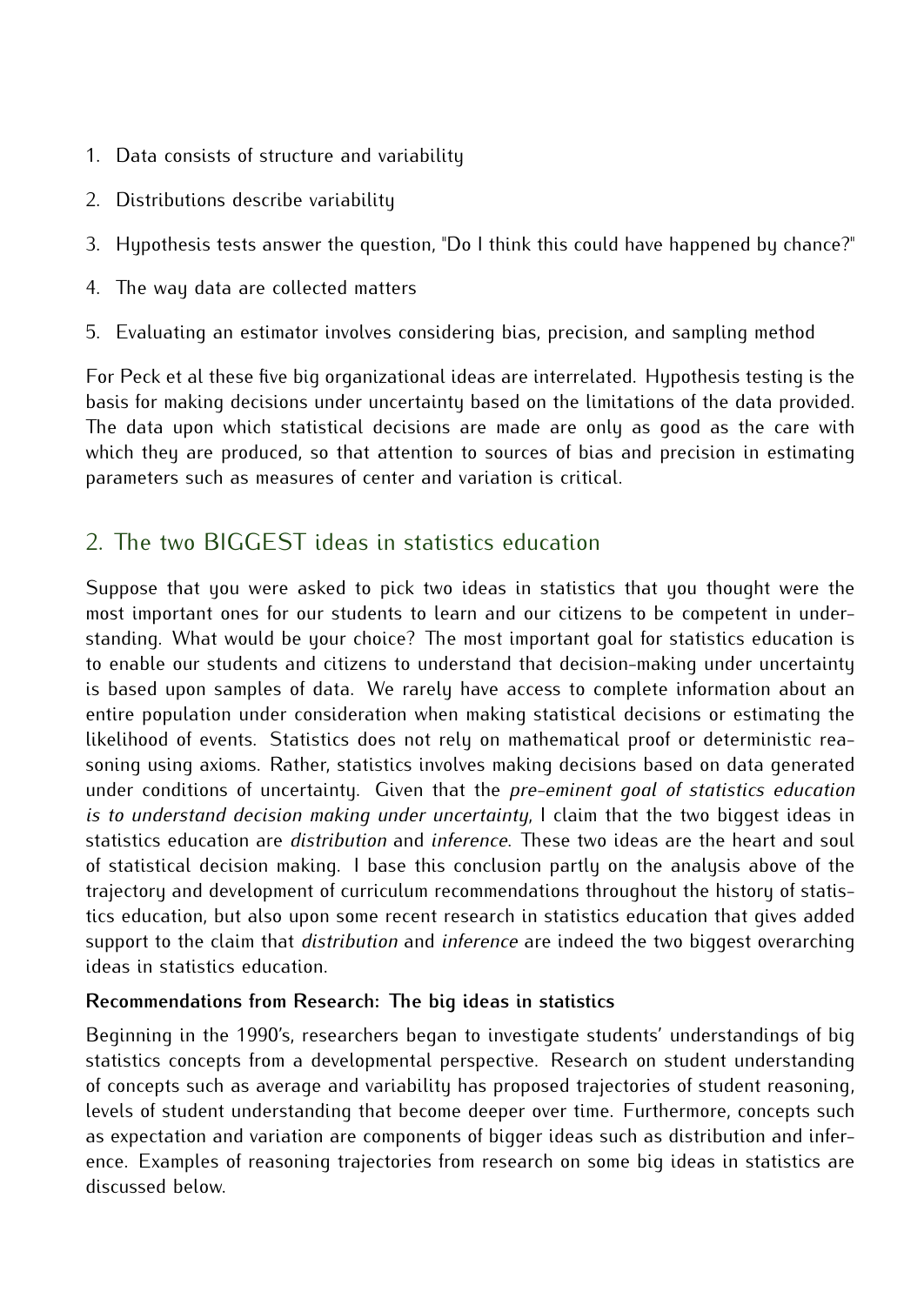1. Data consists of structure and variability
2. Distributions describe variability
3. Hypothesis tests answer the question, "Do I think this could have happened by chance?"
4. The way data are collected matters
5. Evaluating an estimator involves considering bias, precision, and sampling method

For Peck et al these five big organizational ideas are interrelated. Hypothesis testing is the basis for making decisions under uncertainty based on the limitations of the data provided. The data upon which statistical decisions are made are only as good as the care with which they are produced, so that attention to sources of bias and precision in estimating parameters such as measures of center and variation is critical.

## 2. The two BIGGEST ideas in statistics education

Suppose that you were asked to pick two ideas in statistics that you thought were the most important ones for our students to learn and our citizens to be competent in understanding. What would be your choice? The most important goal for statistics education is to enable our students and citizens to understand that decision-making under uncertainty is based upon samples of data. We rarely have access to complete information about an entire population under consideration when making statistical decisions or estimating the likelihood of events. Statistics does not rely on mathematical proof or deterministic reasoning using axioms. Rather, statistics involves making decisions based on data generated under conditions of uncertainty. Given that the *pre-eminent goal of statistics education is to understand decision making under uncertainty*, I claim that the two biggest ideas in statistics education are *distribution* and *inference*. These two ideas are the heart and soul of statistical decision making. I base this conclusion partly on the analysis above of the trajectory and development of curriculum recommendations throughout the history of statistics education, but also upon some recent research in statistics education that gives added support to the claim that *distribution* and *inference* are indeed the two biggest overarching ideas in statistics education.

**Recommendations from Research: The big ideas in statistics**

Beginning in the 1990's, researchers began to investigate students' understandings of big statistics concepts from a developmental perspective. Research on student understanding of concepts such as average and variability has proposed trajectories of student reasoning, levels of student understanding that become deeper over time. Furthermore, concepts such as expectation and variation are components of bigger ideas such as distribution and inference. Examples of reasoning trajectories from research on some big ideas in statistics are discussed below.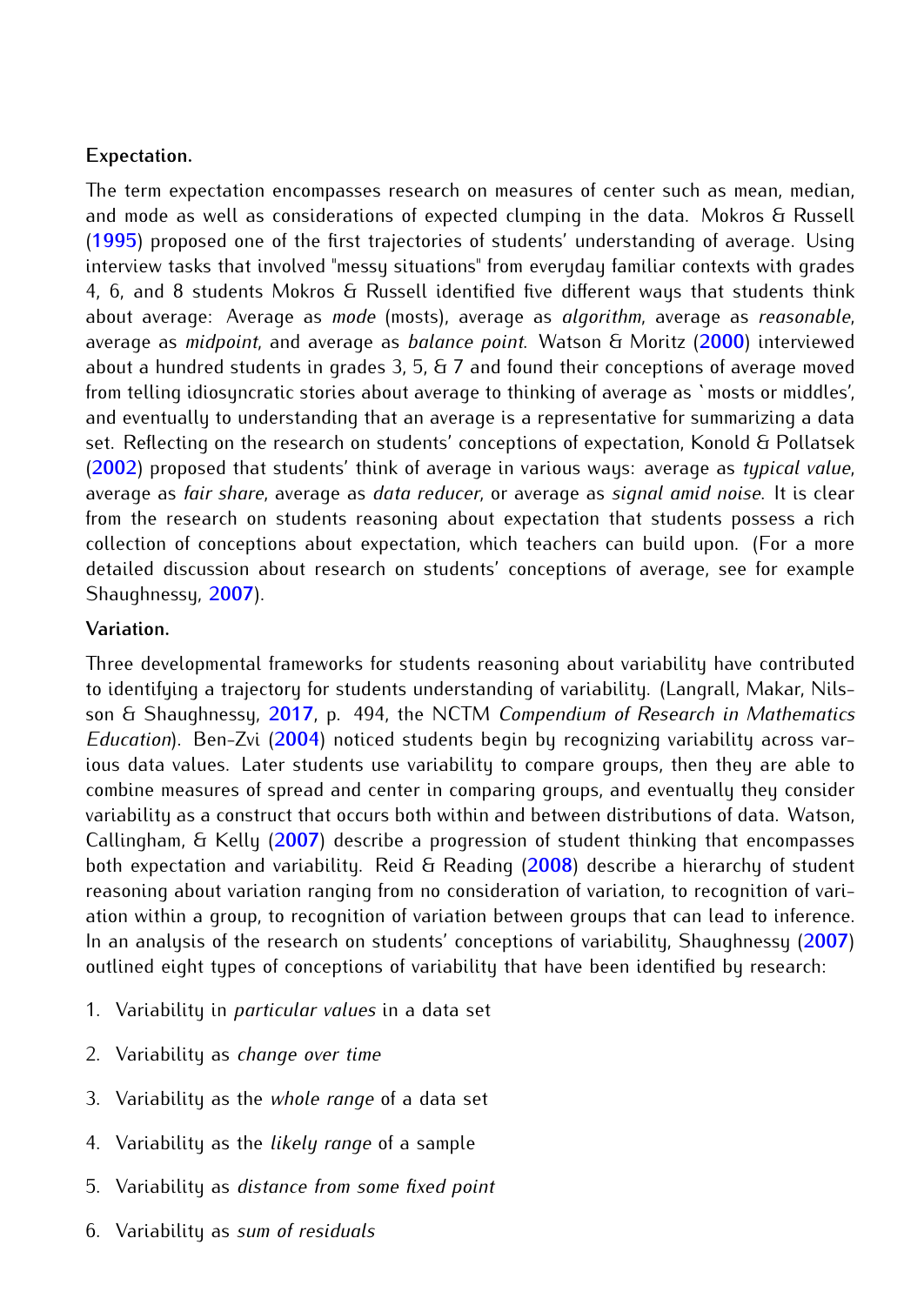**Expectation.**

The term expectation encompasses research on measures of center such as mean, median, and mode as well as considerations of expected clumping in the data. Mokros & Russell (1995) proposed one of the first trajectories of students' understanding of average. Using interview tasks that involved "messy situations" from everyday familiar contexts with grades 4, 6, and 8 students Mokros & Russell identified five different ways that students think about average: Average as *mode* (mosts), average as *algorithm*, average as *reasonable*, average as *midpoint*, and average as *balance point*. Watson & Moritz (2000) interviewed about a hundred students in grades 3, 5, & 7 and found their conceptions of average moved from telling idiosyncratic stories about average to thinking of average as `mosts or middles', and eventually to understanding that an average is a representative for summarizing a data set. Reflecting on the research on students' conceptions of expectation, Konold & Pollatsek (2002) proposed that students' think of average in various ways: average as *typical value*, average as *fair share*, average as *data reducer*, or average as *signal amid noise*. It is clear from the research on students reasoning about expectation that students possess a rich collection of conceptions about expectation, which teachers can build upon. (For a more detailed discussion about research on students' conceptions of average, see for example Shaughnessy, 2007).

**Variation.**

Three developmental frameworks for students reasoning about variability have contributed to identifying a trajectory for students understanding of variability. (Langrall, Makar, Nilsson & Shaughnessy, 2017, p. 494, the NCTM *Compendium of Research in Mathematics Education*). Ben-Zvi (2004) noticed students begin by recognizing variability across various data values. Later students use variability to compare groups, then they are able to combine measures of spread and center in comparing groups, and eventually they consider variability as a construct that occurs both within and between distributions of data. Watson, Callingham, & Kelly (2007) describe a progression of student thinking that encompasses both expectation and variability. Reid & Reading (2008) describe a hierarchy of student reasoning about variation ranging from no consideration of variation, to recognition of variation within a group, to recognition of variation between groups that can lead to inference. In an analysis of the research on students' conceptions of variability, Shaughnessy (2007) outlined eight types of conceptions of variability that have been identified by research:

1. Variability in *particular values* in a data set
2. Variability as *change over time*
3. Variability as the *whole range* of a data set
4. Variability as the *likely range* of a sample
5. Variability as *distance from some fixed point*
6. Variability as *sum of residuals*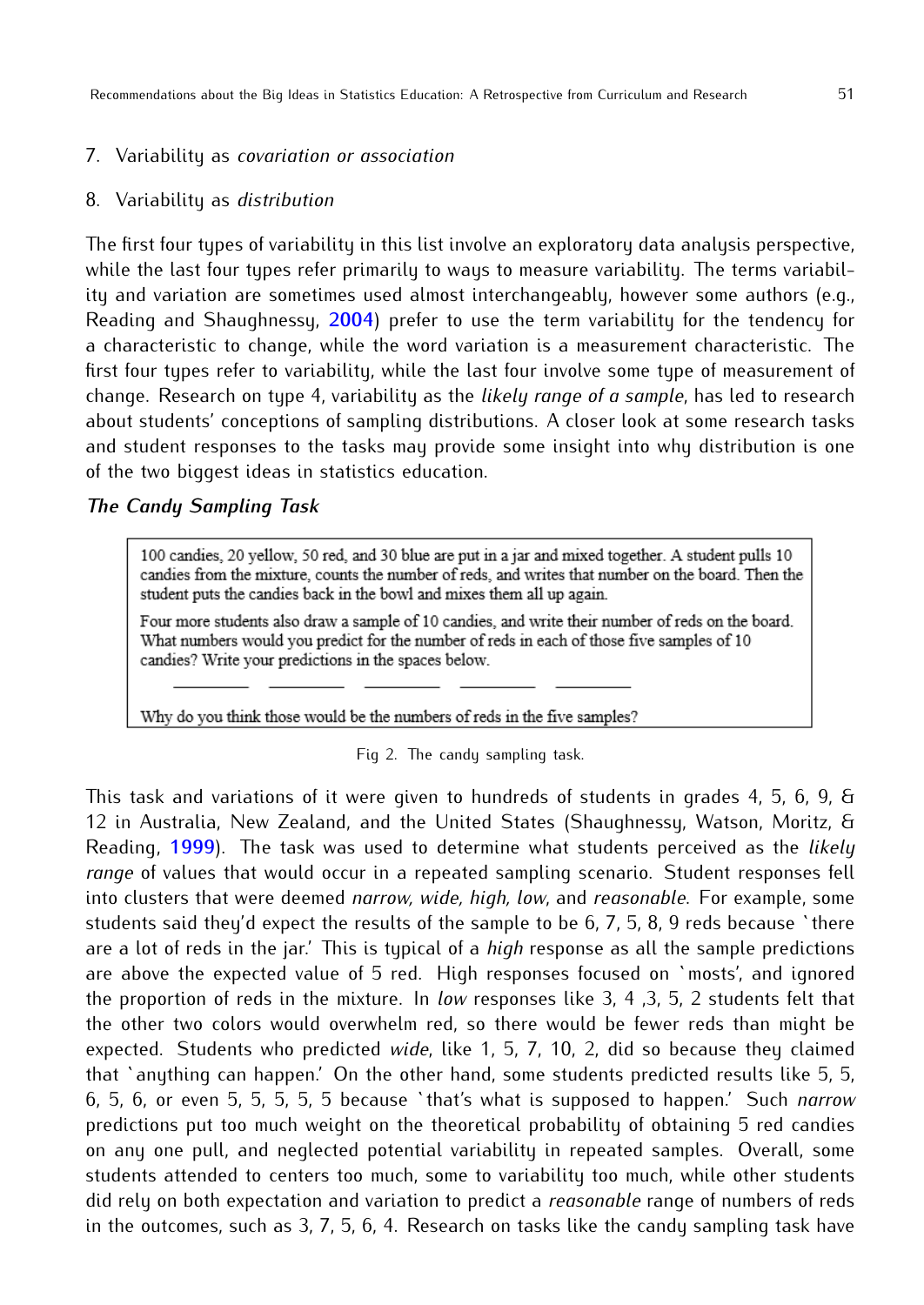7. Variability as *covariation or association*

8. Variability as *distribution*

The first four types of variability in this list involve an exploratory data analysis perspective, while the last four types refer primarily to ways to measure variability. The terms variability and variation are sometimes used almost interchangeably, however some authors (e.g., Reading and Shaughnessy, 2004) prefer to use the term variability for the tendency for a characteristic to change, while the word variation is a measurement characteristic. The first four types refer to variability, while the last four involve some type of measurement of change. Research on type 4, variability as the *likely range of a sample*, has led to research about students' conceptions of sampling distributions. A closer look at some research tasks and student responses to the tasks may provide some insight into why distribution is one of the two biggest ideas in statistics education.

### *The Candy Sampling Task*

> 100 candies, 20 yellow, 50 red, and 30 blue are put in a jar and mixed together. A student pulls 10 candies from the mixture, counts the number of reds, and writes that number on the board. Then the student puts the candies back in the bowl and mixes them all up again.
>
> Four more students also draw a sample of 10 candies, and write their number of reds on the board. What numbers would you predict for the number of reds in each of those five samples of 10 candies? Write your predictions in the spaces below.
>
> \_\_\_\_\_\_\_\_ \_\_\_\_\_\_\_\_ \_\_\_\_\_\_\_\_ \_\_\_\_\_\_\_\_ \_\_\_\_\_\_\_\_
>
> Why do you think those would be the numbers of reds in the five samples?

Fig 2. The candy sampling task.

This task and variations of it were given to hundreds of students in grades 4, 5, 6, 9, & 12 in Australia, New Zealand, and the United States (Shaughnessy, Watson, Moritz, & Reading, 1999). The task was used to determine what students perceived as the *likely range* of values that would occur in a repeated sampling scenario. Student responses fell into clusters that were deemed *narrow, wide, high, low*, and *reasonable*. For example, some students said they'd expect the results of the sample to be 6, 7, 5, 8, 9 reds because 'there are a lot of reds in the jar.' This is typical of a *high* response as all the sample predictions are above the expected value of 5 red. High responses focused on 'mosts', and ignored the proportion of reds in the mixture. In *low* responses like 3, 4 ,3, 5, 2 students felt that the other two colors would overwhelm red, so there would be fewer reds than might be expected. Students who predicted *wide*, like 1, 5, 7, 10, 2, did so because they claimed that 'anything can happen.' On the other hand, some students predicted results like 5, 5, 6, 5, 6, or even 5, 5, 5, 5, 5 because 'that's what is supposed to happen.' Such *narrow* predictions put too much weight on the theoretical probability of obtaining 5 red candies on any one pull, and neglected potential variability in repeated samples. Overall, some students attended to centers too much, some to variability too much, while other students did rely on both expectation and variation to predict a *reasonable* range of numbers of reds in the outcomes, such as 3, 7, 5, 6, 4. Research on tasks like the candy sampling task have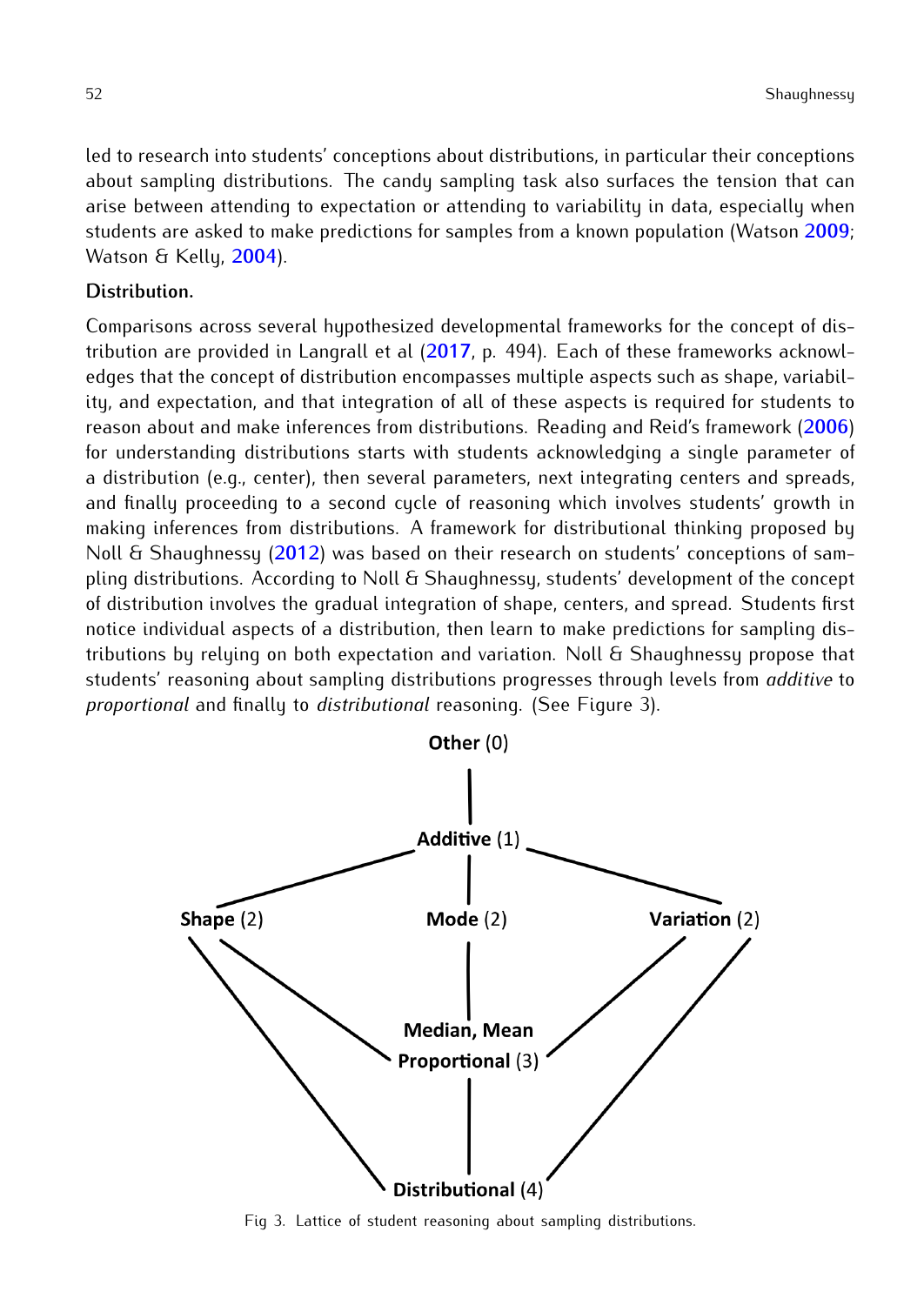led to research into students' conceptions about distributions, in particular their conceptions about sampling distributions. The candy sampling task also surfaces the tension that can arise between attending to expectation or attending to variability in data, especially when students are asked to make predictions for samples from a known population (Watson 2009; Watson & Kelly, 2004).

**Distribution.**

Comparisons across several hypothesized developmental frameworks for the concept of distribution are provided in Langrall et al (2017, p. 494). Each of these frameworks acknowledges that the concept of distribution encompasses multiple aspects such as shape, variability, and expectation, and that integration of all of these aspects is required for students to reason about and make inferences from distributions. Reading and Reid's framework (2006) for understanding distributions starts with students acknowledging a single parameter of a distribution (e.g., center), then several parameters, next integrating centers and spreads, and finally proceeding to a second cycle of reasoning which involves students' growth in making inferences from distributions. A framework for distributional thinking proposed by Noll & Shaughnessy (2012) was based on their research on students' conceptions of sampling distributions. According to Noll & Shaughnessy, students' development of the concept of distribution involves the gradual integration of shape, centers, and spread. Students first notice individual aspects of a distribution, then learn to make predictions for sampling distributions by relying on both expectation and variation. Noll & Shaughnessy propose that students' reasoning about sampling distributions progresses through levels from *additive* to *proportional* and finally to *distributional* reasoning. (See Figure 3).

**Other** (0)

**Additive** (1)

**Shape** (2) **Mode** (2) **Variation** (2)

**Median, Mean**
**Proportional** (3)

**Distributional** (4)

Fig 3. Lattice of student reasoning about sampling distributions.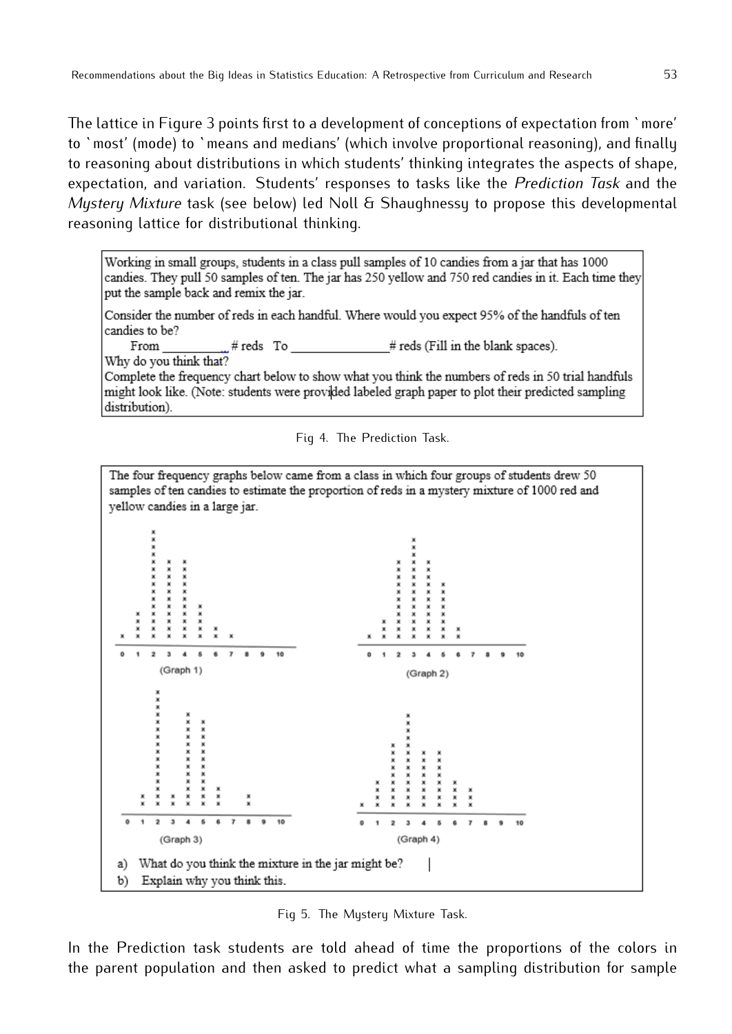The lattice in Figure 3 points first to a development of conceptions of expectation from 'more' to 'most' (mode) to 'means and medians' (which involve proportional reasoning), and finally to reasoning about distributions in which students' thinking integrates the aspects of shape, expectation, and variation. Students' responses to tasks like the *Prediction Task* and the *Mystery Mixture* task (see below) led Noll & Shaughnessy to propose this developmental reasoning lattice for distributional thinking.

> Working in small groups, students in a class pull samples of 10 candies from a jar that has 1000 candies. They pull 50 samples of ten. The jar has 250 yellow and 750 red candies in it. Each time they put the sample back and remix the jar.
>
> Consider the number of reds in each handful. Where would you expect 95% of the handfuls of ten candies to be?
>
> From __________ # reds To ______________# reds (Fill in the blank spaces).
>
> Why do you think that?
>
> Complete the frequency chart below to show what you think the numbers of reds in 50 trial handfuls might look like. (Note: students were provided labeled graph paper to plot their predicted sampling distribution).

Fig 4. The Prediction Task.

> The four frequency graphs below came from a class in which four groups of students drew 50 samples of ten candies to estimate the proportion of reds in a mystery mixture of 1000 red and yellow candies in a large jar.
>
> (Graph 1) (Graph 2) (Graph 3) (Graph 4)
>
> a) What do you think the mixture in the jar might be?
>
> b) Explain why you think this.

Fig 5. The Mystery Mixture Task.

In the Prediction task students are told ahead of time the proportions of the colors in the parent population and then asked to predict what a sampling distribution for sample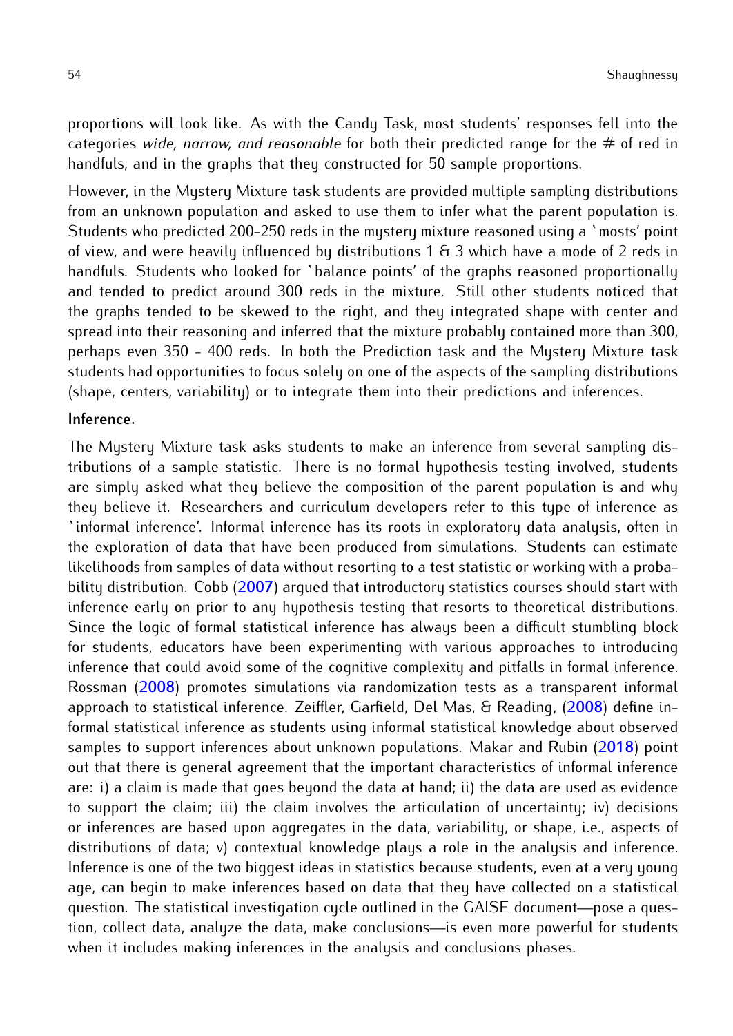proportions will look like. As with the Candy Task, most students' responses fell into the categories *wide, narrow, and reasonable* for both their predicted range for the # of red in handfuls, and in the graphs that they constructed for 50 sample proportions.

However, in the Mystery Mixture task students are provided multiple sampling distributions from an unknown population and asked to use them to infer what the parent population is. Students who predicted 200-250 reds in the mystery mixture reasoned using a 'mosts' point of view, and were heavily influenced by distributions 1 & 3 which have a mode of 2 reds in handfuls. Students who looked for 'balance points' of the graphs reasoned proportionally and tended to predict around 300 reds in the mixture. Still other students noticed that the graphs tended to be skewed to the right, and they integrated shape with center and spread into their reasoning and inferred that the mixture probably contained more than 300, perhaps even 350 - 400 reds. In both the Prediction task and the Mystery Mixture task students had opportunities to focus solely on one of the aspects of the sampling distributions (shape, centers, variability) or to integrate them into their predictions and inferences.

**Inference.**

The Mystery Mixture task asks students to make an inference from several sampling distributions of a sample statistic. There is no formal hypothesis testing involved, students are simply asked what they believe the composition of the parent population is and why they believe it. Researchers and curriculum developers refer to this type of inference as 'informal inference'. Informal inference has its roots in exploratory data analysis, often in the exploration of data that have been produced from simulations. Students can estimate likelihoods from samples of data without resorting to a test statistic or working with a probability distribution. Cobb (2007) argued that introductory statistics courses should start with inference early on prior to any hypothesis testing that resorts to theoretical distributions. Since the logic of formal statistical inference has always been a difficult stumbling block for students, educators have been experimenting with various approaches to introducing inference that could avoid some of the cognitive complexity and pitfalls in formal inference. Rossman (2008) promotes simulations via randomization tests as a transparent informal approach to statistical inference. Zeiffler, Garfield, Del Mas, & Reading, (2008) define informal statistical inference as students using informal statistical knowledge about observed samples to support inferences about unknown populations. Makar and Rubin (2018) point out that there is general agreement that the important characteristics of informal inference are: i) a claim is made that goes beyond the data at hand; ii) the data are used as evidence to support the claim; iii) the claim involves the articulation of uncertainty; iv) decisions or inferences are based upon aggregates in the data, variability, or shape, i.e., aspects of distributions of data; v) contextual knowledge plays a role in the analysis and inference. Inference is one of the two biggest ideas in statistics because students, even at a very young age, can begin to make inferences based on data that they have collected on a statistical question. The statistical investigation cycle outlined in the GAISE document—pose a question, collect data, analyze the data, make conclusions—is even more powerful for students when it includes making inferences in the analysis and conclusions phases.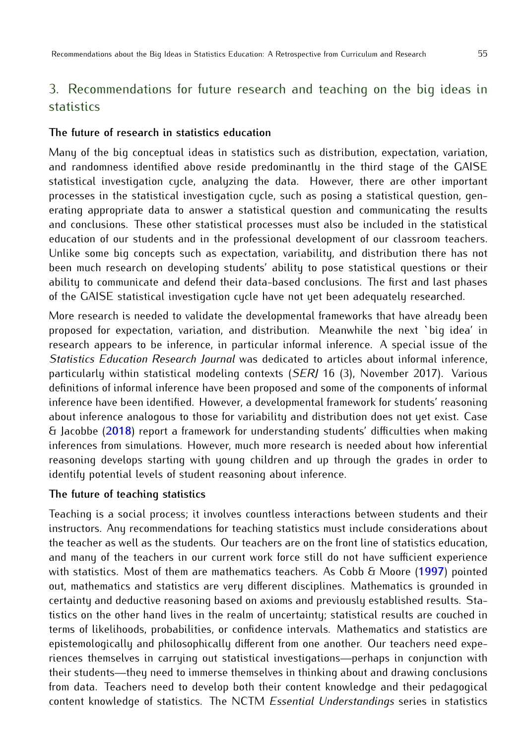## 3. Recommendations for future research and teaching on the big ideas in statistics

**The future of research in statistics education**

Many of the big conceptual ideas in statistics such as distribution, expectation, variation, and randomness identified above reside predominantly in the third stage of the GAISE statistical investigation cycle, analyzing the data. However, there are other important processes in the statistical investigation cycle, such as posing a statistical question, generating appropriate data to answer a statistical question and communicating the results and conclusions. These other statistical processes must also be included in the statistical education of our students and in the professional development of our classroom teachers. Unlike some big concepts such as expectation, variability, and distribution there has not been much research on developing students' ability to pose statistical questions or their ability to communicate and defend their data-based conclusions. The first and last phases of the GAISE statistical investigation cycle have not yet been adequately researched.

More research is needed to validate the developmental frameworks that have already been proposed for expectation, variation, and distribution. Meanwhile the next 'big idea' in research appears to be inference, in particular informal inference. A special issue of the *Statistics Education Research Journal* was dedicated to articles about informal inference, particularly within statistical modeling contexts (*SERJ* 16 (3), November 2017). Various definitions of informal inference have been proposed and some of the components of informal inference have been identified. However, a developmental framework for students' reasoning about inference analogous to those for variability and distribution does not yet exist. Case & Jacobbe (2018) report a framework for understanding students' difficulties when making inferences from simulations. However, much more research is needed about how inferential reasoning develops starting with young children and up through the grades in order to identify potential levels of student reasoning about inference.

**The future of teaching statistics**

Teaching is a social process; it involves countless interactions between students and their instructors. Any recommendations for teaching statistics must include considerations about the teacher as well as the students. Our teachers are on the front line of statistics education, and many of the teachers in our current work force still do not have sufficient experience with statistics. Most of them are mathematics teachers. As Cobb & Moore (1997) pointed out, mathematics and statistics are very different disciplines. Mathematics is grounded in certainty and deductive reasoning based on axioms and previously established results. Statistics on the other hand lives in the realm of uncertainty; statistical results are couched in terms of likelihoods, probabilities, or confidence intervals. Mathematics and statistics are epistemologically and philosophically different from one another. Our teachers need experiences themselves in carrying out statistical investigations—perhaps in conjunction with their students—they need to immerse themselves in thinking about and drawing conclusions from data. Teachers need to develop both their content knowledge and their pedagogical content knowledge of statistics. The NCTM *Essential Understandings* series in statistics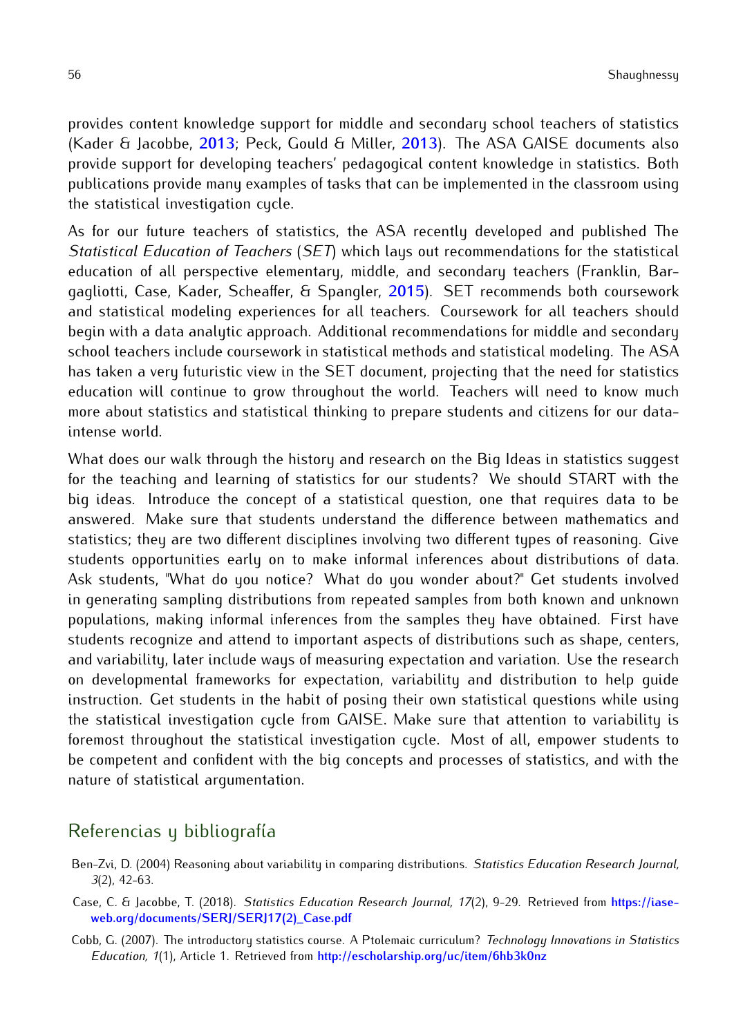provides content knowledge support for middle and secondary school teachers of statistics (Kader & Jacobbe, 2013; Peck, Gould & Miller, 2013). The ASA GAISE documents also provide support for developing teachers' pedagogical content knowledge in statistics. Both publications provide many examples of tasks that can be implemented in the classroom using the statistical investigation cycle.

As for our future teachers of statistics, the ASA recently developed and published The *Statistical Education of Teachers* (*SET*) which lays out recommendations for the statistical education of all perspective elementary, middle, and secondary teachers (Franklin, Bargagliotti, Case, Kader, Scheaffer, & Spangler, 2015). SET recommends both coursework and statistical modeling experiences for all teachers. Coursework for all teachers should begin with a data analytic approach. Additional recommendations for middle and secondary school teachers include coursework in statistical methods and statistical modeling. The ASA has taken a very futuristic view in the SET document, projecting that the need for statistics education will continue to grow throughout the world. Teachers will need to know much more about statistics and statistical thinking to prepare students and citizens for our data-intense world.

What does our walk through the history and research on the Big Ideas in statistics suggest for the teaching and learning of statistics for our students? We should START with the big ideas. Introduce the concept of a statistical question, one that requires data to be answered. Make sure that students understand the difference between mathematics and statistics; they are two different disciplines involving two different types of reasoning. Give students opportunities early on to make informal inferences about distributions of data. Ask students, "What do you notice? What do you wonder about?" Get students involved in generating sampling distributions from repeated samples from both known and unknown populations, making informal inferences from the samples they have obtained. First have students recognize and attend to important aspects of distributions such as shape, centers, and variability, later include ways of measuring expectation and variation. Use the research on developmental frameworks for expectation, variability and distribution to help guide instruction. Get students in the habit of posing their own statistical questions while using the statistical investigation cycle from GAISE. Make sure that attention to variability is foremost throughout the statistical investigation cycle. Most of all, empower students to be competent and confident with the big concepts and processes of statistics, and with the nature of statistical argumentation.

## Referencias y bibliografía

Ben-Zvi, D. (2004) Reasoning about variability in comparing distributions. *Statistics Education Research Journal, 3*(2), 42-63.

Case, C. & Jacobbe, T. (2018). *Statistics Education Research Journal, 17*(2), 9-29. Retrieved from https://iase-web.org/documents/SERJ/SERJ17(2)_Case.pdf

Cobb, G. (2007). The introductory statistics course. A Ptolemaic curriculum? *Technology Innovations in Statistics Education, 1*(1), Article 1. Retrieved from http://escholarship.org/uc/item/6hb3k0nz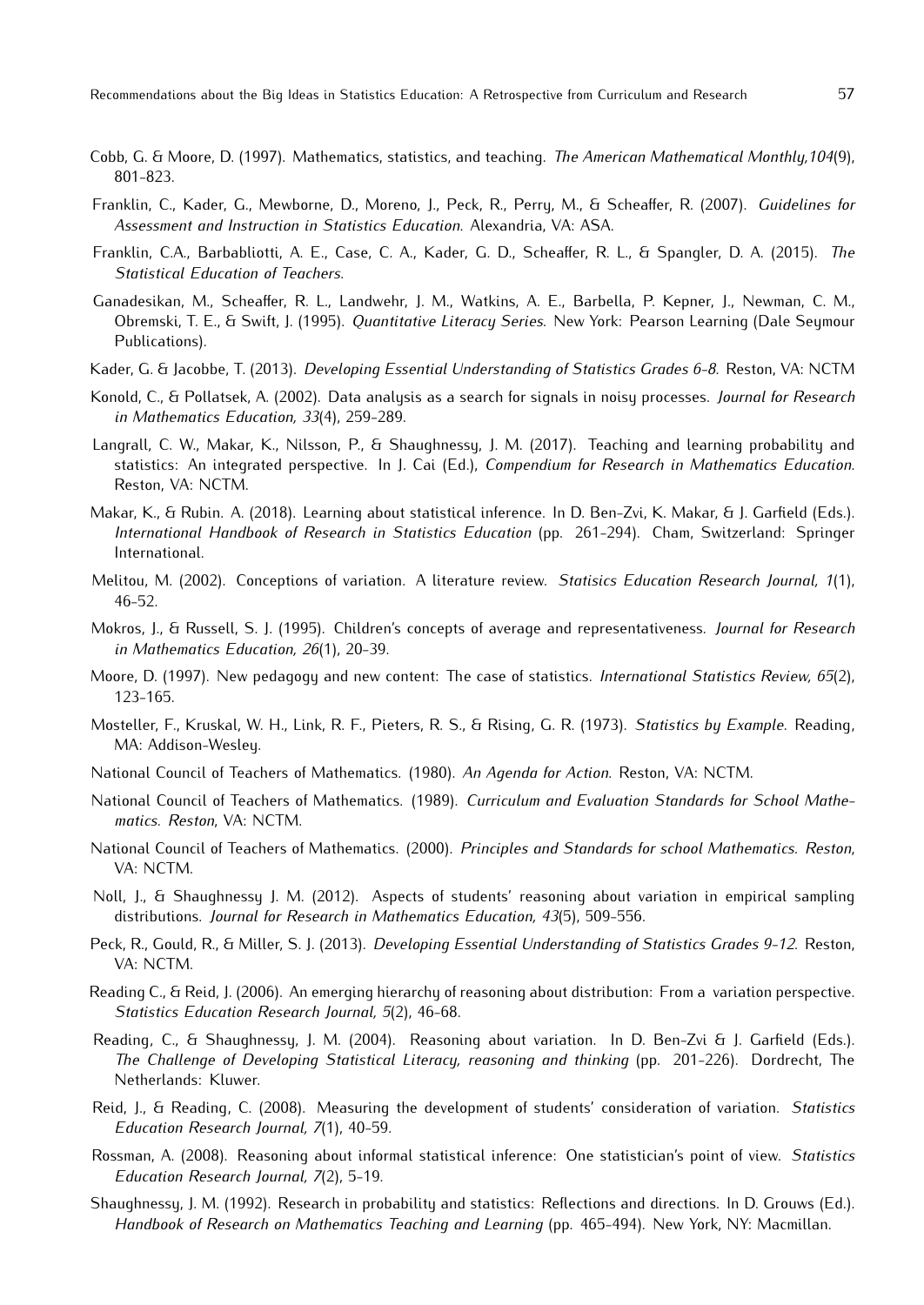Cobb, G. & Moore, D. (1997). Mathematics, statistics, and teaching. *The American Mathematical Monthly,104*(9), 801-823.

Franklin, C., Kader, G., Mewborne, D., Moreno, J., Peck, R., Perry, M., & Scheaffer, R. (2007). *Guidelines for Assessment and Instruction in Statistics Education*. Alexandria, VA: ASA.

Franklin, C.A., Barbabliotti, A. E., Case, C. A., Kader, G. D., Scheaffer, R. L., & Spangler, D. A. (2015). *The Statistical Education of Teachers*.

Ganadesikan, M., Scheaffer, R. L., Landwehr, J. M., Watkins, A. E., Barbella, P. Kepner, J., Newman, C. M., Obremski, T. E., & Swift, J. (1995). *Quantitative Literacy Series*. New York: Pearson Learning (Dale Seymour Publications).

Kader, G. & Jacobbe, T. (2013). *Developing Essential Understanding of Statistics Grades 6-8*. Reston, VA: NCTM

Konold, C., & Pollatsek, A. (2002). Data analysis as a search for signals in noisy processes. *Journal for Research in Mathematics Education, 33*(4), 259-289.

Langrall, C. W., Makar, K., Nilsson, P., & Shaughnessy, J. M. (2017). Teaching and learning probability and statistics: An integrated perspective. In J. Cai (Ed.), *Compendium for Research in Mathematics Education*. Reston, VA: NCTM.

Makar, K., & Rubin. A. (2018). Learning about statistical inference. In D. Ben-Zvi, K. Makar, & J. Garfield (Eds.). *International Handbook of Research in Statistics Education* (pp. 261-294). Cham, Switzerland: Springer International.

Melitou, M. (2002). Conceptions of variation. A literature review. *Statisics Education Research Journal, 1*(1), 46-52.

Mokros, J., & Russell, S. J. (1995). Children's concepts of average and representativeness. *Journal for Research in Mathematics Education, 26*(1), 20-39.

Moore, D. (1997). New pedagogy and new content: The case of statistics. *International Statistics Review, 65*(2), 123-165.

Mosteller, F., Kruskal, W. H., Link, R. F., Pieters, R. S., & Rising, G. R. (1973). *Statistics by Example*. Reading, MA: Addison-Wesley.

National Council of Teachers of Mathematics. (1980). *An Agenda for Action*. Reston, VA: NCTM.

National Council of Teachers of Mathematics. (1989). *Curriculum and Evaluation Standards for School Mathematics. Reston*, VA: NCTM.

National Council of Teachers of Mathematics. (2000). *Principles and Standards for school Mathematics. Reston*, VA: NCTM.

Noll, J., & Shaughnessy J. M. (2012). Aspects of students' reasoning about variation in empirical sampling distributions. *Journal for Research in Mathematics Education, 43*(5), 509-556.

Peck, R., Gould, R., & Miller, S. J. (2013). *Developing Essential Understanding of Statistics Grades 9-12*. Reston, VA: NCTM.

Reading C., & Reid, J. (2006). An emerging hierarchy of reasoning about distribution: From a variation perspective. *Statistics Education Research Journal, 5*(2), 46-68.

Reading, C., & Shaughnessy, J. M. (2004). Reasoning about variation. In D. Ben-Zvi & J. Garfield (Eds.). *The Challenge of Developing Statistical Literacy, reasoning and thinking* (pp. 201-226). Dordrecht, The Netherlands: Kluwer.

Reid, J., & Reading, C. (2008). Measuring the development of students' consideration of variation. *Statistics Education Research Journal, 7*(1), 40-59.

Rossman, A. (2008). Reasoning about informal statistical inference: One statistician's point of view. *Statistics Education Research Journal, 7*(2), 5-19.

Shaughnessy, J. M. (1992). Research in probability and statistics: Reflections and directions. In D. Grouws (Ed.). *Handbook of Research on Mathematics Teaching and Learning* (pp. 465-494). New York, NY: Macmillan.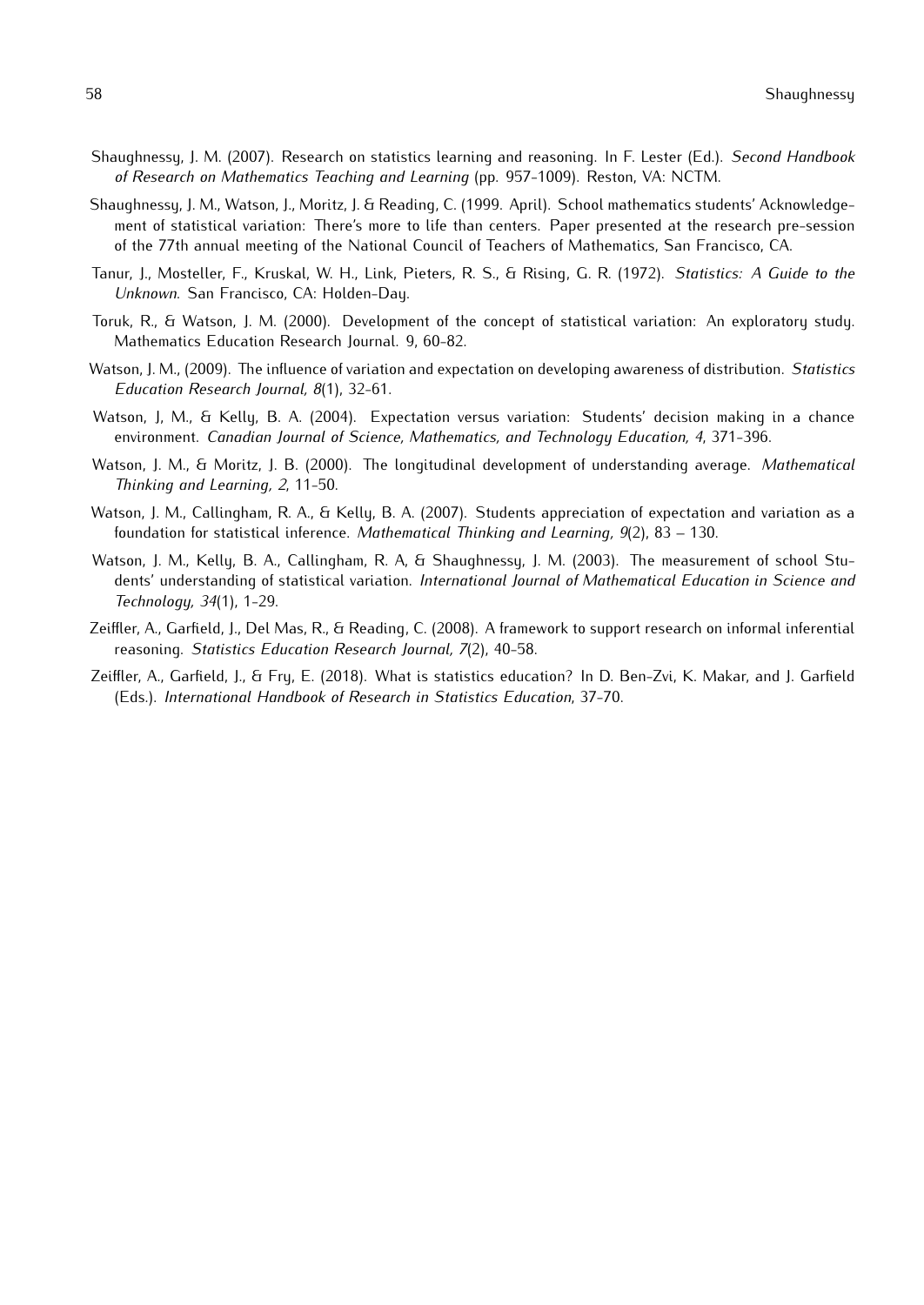Shaughnessy, J. M. (2007). Research on statistics learning and reasoning. In F. Lester (Ed.). *Second Handbook of Research on Mathematics Teaching and Learning* (pp. 957-1009). Reston, VA: NCTM.

Shaughnessy, J. M., Watson, J., Moritz, J. & Reading, C. (1999. April). School mathematics students' Acknowledgement of statistical variation: There's more to life than centers. Paper presented at the research pre-session of the 77th annual meeting of the National Council of Teachers of Mathematics, San Francisco, CA.

Tanur, J., Mosteller, F., Kruskal, W. H., Link, Pieters, R. S., & Rising, G. R. (1972). *Statistics: A Guide to the Unknown*. San Francisco, CA: Holden-Day.

Toruk, R., & Watson, J. M. (2000). Development of the concept of statistical variation: An exploratory study. Mathematics Education Research Journal. 9, 60-82.

Watson, J. M., (2009). The influence of variation and expectation on developing awareness of distribution. *Statistics Education Research Journal, 8*(1), 32-61.

Watson, J, M., & Kelly, B. A. (2004). Expectation versus variation: Students' decision making in a chance environment. *Canadian Journal of Science, Mathematics, and Technology Education, 4*, 371-396.

Watson, J. M., & Moritz, J. B. (2000). The longitudinal development of understanding average. *Mathematical Thinking and Learning, 2*, 11-50.

Watson, J. M., Callingham, R. A., & Kelly, B. A. (2007). Students appreciation of expectation and variation as a foundation for statistical inference. *Mathematical Thinking and Learning, 9*(2), 83 – 130.

Watson, J. M., Kelly, B. A., Callingham, R. A, & Shaughnessy, J. M. (2003). The measurement of school Students' understanding of statistical variation. *International Journal of Mathematical Education in Science and Technology, 34*(1), 1-29.

Zeiffler, A., Garfield, J., Del Mas, R., & Reading, C. (2008). A framework to support research on informal inferential reasoning. *Statistics Education Research Journal, 7*(2), 40-58.

Zeiffler, A., Garfield, J., & Fry, E. (2018). What is statistics education? In D. Ben-Zvi, K. Makar, and J. Garfield (Eds.). *International Handbook of Research in Statistics Education*, 37-70.